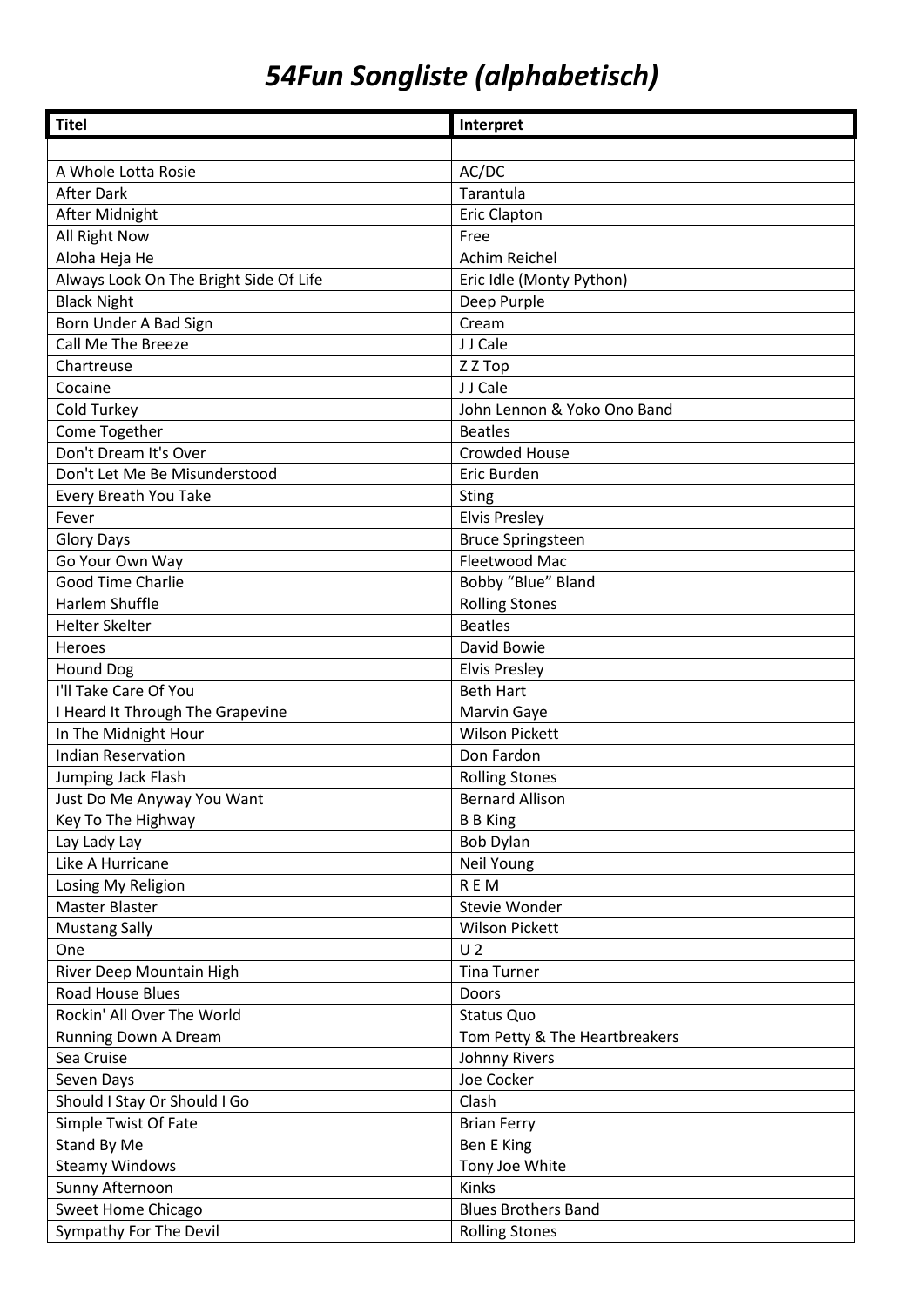# *54Fun Songliste (alphabetisch)*

| Titel | Interpret |
|---|---|
| | |
| A Whole Lotta Rosie | AC/DC |
| After Dark | Tarantula |
| After Midnight | Eric Clapton |
| All Right Now | Free |
| Aloha Heja He | Achim Reichel |
| Always Look On The Bright Side Of Life | Eric Idle (Monty Python) |
| Black Night | Deep Purple |
| Born Under A Bad Sign | Cream |
| Call Me The Breeze | J J Cale |
| Chartreuse | Z Z Top |
| Cocaine | J J Cale |
| Cold Turkey | John Lennon & Yoko Ono Band |
| Come Together | Beatles |
| Don't Dream It's Over | Crowded House |
| Don't Let Me Be Misunderstood | Eric Burden |
| Every Breath You Take | Sting |
| Fever | Elvis Presley |
| Glory Days | Bruce Springsteen |
| Go Your Own Way | Fleetwood Mac |
| Good Time Charlie | Bobby "Blue" Bland |
| Harlem Shuffle | Rolling Stones |
| Helter Skelter | Beatles |
| Heroes | David Bowie |
| Hound Dog | Elvis Presley |
| I'll Take Care Of You | Beth Hart |
| I Heard It Through The Grapevine | Marvin Gaye |
| In The Midnight Hour | Wilson Pickett |
| Indian Reservation | Don Fardon |
| Jumping Jack Flash | Rolling Stones |
| Just Do Me Anyway You Want | Bernard Allison |
| Key To The Highway | B B King |
| Lay Lady Lay | Bob Dylan |
| Like A Hurricane | Neil Young |
| Losing My Religion | R E M |
| Master Blaster | Stevie Wonder |
| Mustang Sally | Wilson Pickett |
| One | U 2 |
| River Deep Mountain High | Tina Turner |
| Road House Blues | Doors |
| Rockin' All Over The World | Status Quo |
| Running Down A Dream | Tom Petty & The Heartbreakers |
| Sea Cruise | Johnny Rivers |
| Seven Days | Joe Cocker |
| Should I Stay Or Should I Go | Clash |
| Simple Twist Of Fate | Brian Ferry |
| Stand By Me | Ben E King |
| Steamy Windows | Tony Joe White |
| Sunny Afternoon | Kinks |
| Sweet Home Chicago | Blues Brothers Band |
| Sympathy For The Devil | Rolling Stones |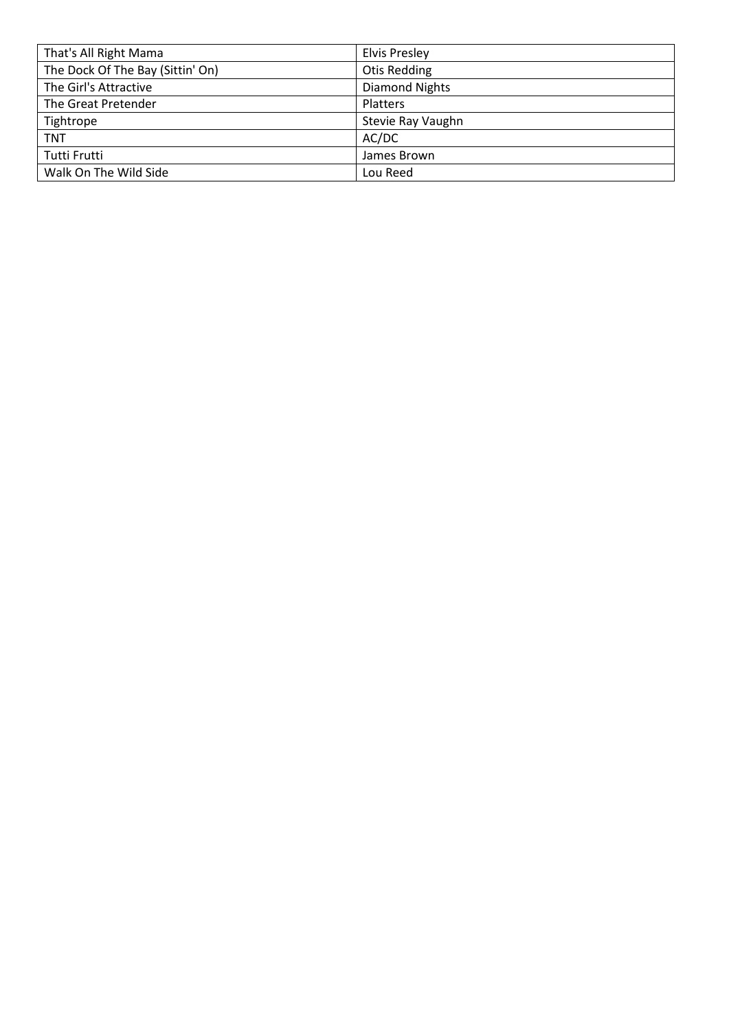| | |
|---|---|
| That's All Right Mama | Elvis Presley |
| The Dock Of The Bay (Sittin' On) | Otis Redding |
| The Girl's Attractive | Diamond Nights |
| The Great Pretender | Platters |
| Tightrope | Stevie Ray Vaughn |
| TNT | AC/DC |
| Tutti Frutti | James Brown |
| Walk On The Wild Side | Lou Reed |